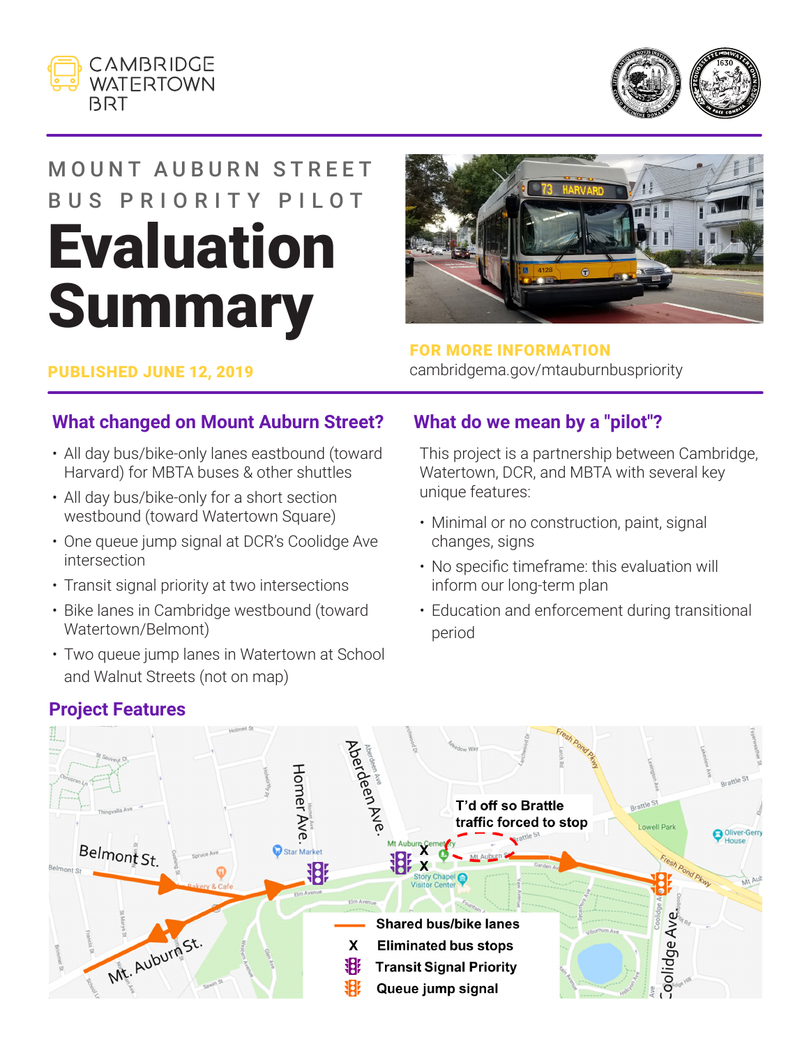CAMBRIDGE WATERTOWN BRT

MOUNT AUBURN STREET BUS PRIORITY PILOT

# Evaluation Summary

**PUBLISHED JUNE 12, 2019**

**FOR MORE INFORMATION**
cambridgema.gov/mtauburnbuspriority

## What changed on Mount Auburn Street?

- All day bus/bike-only lanes eastbound (toward Harvard) for MBTA buses & other shuttles
- All day bus/bike-only for a short section westbound (toward Watertown Square)
- One queue jump signal at DCR's Coolidge Ave intersection
- Transit signal priority at two intersections
- Bike lanes in Cambridge westbound (toward Watertown/Belmont)
- Two queue jump lanes in Watertown at School and Walnut Streets (not on map)

## What do we mean by a "pilot"?

This project is a partnership between Cambridge, Watertown, DCR, and MBTA with several key unique features:

- Minimal or no construction, paint, signal changes, signs
- No specific timeframe: this evaluation will inform our long-term plan
- Education and enforcement during transitional period

## Project Features

T'd off so Brattle traffic forced to stop

Belmont St. · Mt. Auburn St. · Homer Ave. · Aberdeen Ave. · Coolidge Ave.

- Shared bus/bike lanes
- X Eliminated bus stops
- Transit Signal Priority
- Queue jump signal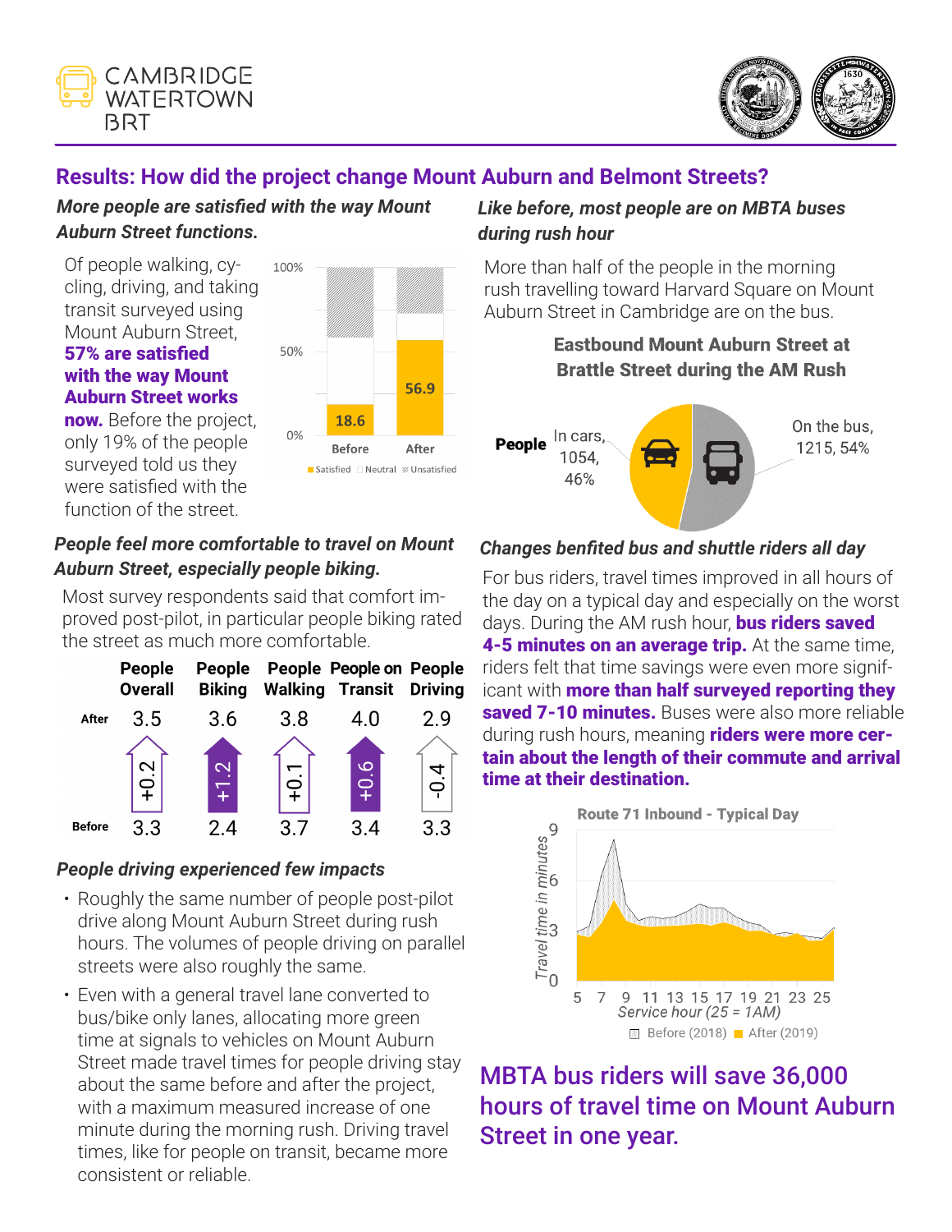CAMBRIDGE WATERTOWN BRT

## Results: How did the project change Mount Auburn and Belmont Streets?

### *More people are satisfied with the way Mount Auburn Street functions.*

Of people walking, cycling, driving, and taking transit surveyed using Mount Auburn Street, **57% are satisfied with the way Mount Auburn Street works now.** Before the project, only 19% of the people surveyed told us they were satisfied with the function of the street.

100%
50%
0%
18.6
56.9
Before
After
Satisfied Neutral Unsatisfied

### *People feel more comfortable to travel on Mount Auburn Street, especially people biking.*

Most survey respondents said that comfort improved post-pilot, in particular people biking rated the street as much more comfortable.

| | People Overall | People Biking | People Walking | People on Transit | People Driving |
|---|---|---|---|---|---|
| After | 3.5 | 3.6 | 3.8 | 4.0 | 2.9 |
| | +0.2 | +1.2 | +0.1 | +0.6 | -0.4 |
| Before | 3.3 | 2.4 | 3.7 | 3.4 | 3.3 |

### *People driving experienced few impacts*

- Roughly the same number of people post-pilot drive along Mount Auburn Street during rush hours. The volumes of people driving on parallel streets were also roughly the same.
- Even with a general travel lane converted to bus/bike only lanes, allocating more green time at signals to vehicles on Mount Auburn Street made travel times for people driving stay about the same before and after the project, with a maximum measured increase of one minute during the morning rush. Driving travel times, like for people on transit, became more consistent or reliable.

### *Like before, most people are on MBTA buses during rush hour*

More than half of the people in the morning rush travelling toward Harvard Square on Mount Auburn Street in Cambridge are on the bus.

**Eastbound Mount Auburn Street at Brattle Street during the AM Rush**

People
In cars, 1054, 46%
On the bus, 1215, 54%

### *Changes benfited bus and shuttle riders all day*

For bus riders, travel times improved in all hours of the day on a typical day and especially on the worst days. During the AM rush hour, **bus riders saved 4-5 minutes on an average trip.** At the same time, riders felt that time savings were even more significant with **more than half surveyed reporting they saved 7-10 minutes.** Buses were also more reliable during rush hours, meaning **riders were more certain about the length of their commute and arrival time at their destination.**

Route 71 Inbound - Typical Day
Travel time in minutes
0
3
6
9
5 7 9 11 13 15 17 19 21 23 25
Service hour (25 = 1AM)
Before (2018) After (2019)

## MBTA bus riders will save 36,000 hours of travel time on Mount Auburn Street in one year.